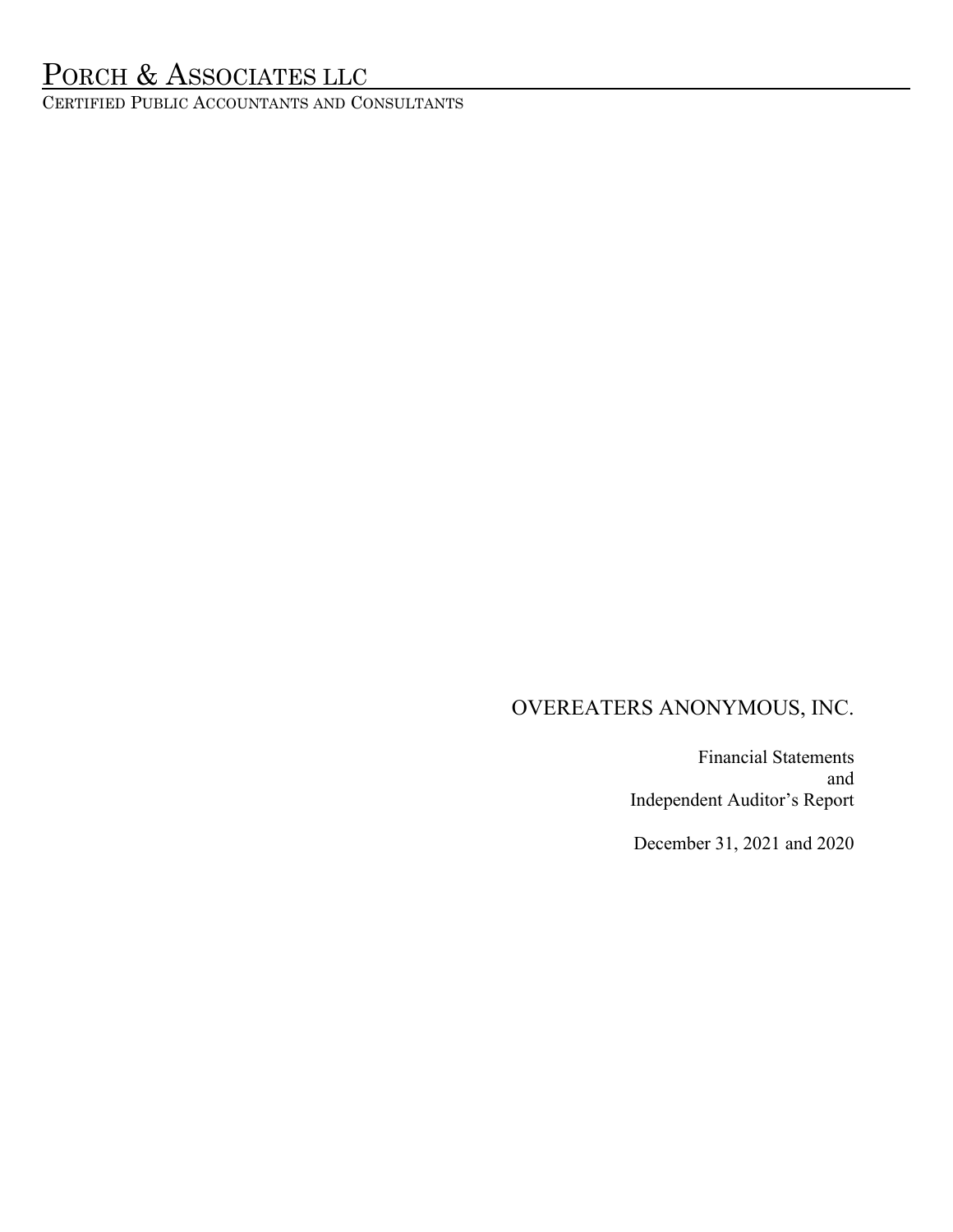# PORCH & ASSOCIATES LLC

CERTIFIED PUBLIC ACCOUNTANTS AND CONSULTANTS

## OVEREATERS ANONYMOUS, INC.

Financial Statements
and
Independent Auditor's Report

December 31, 2021 and 2020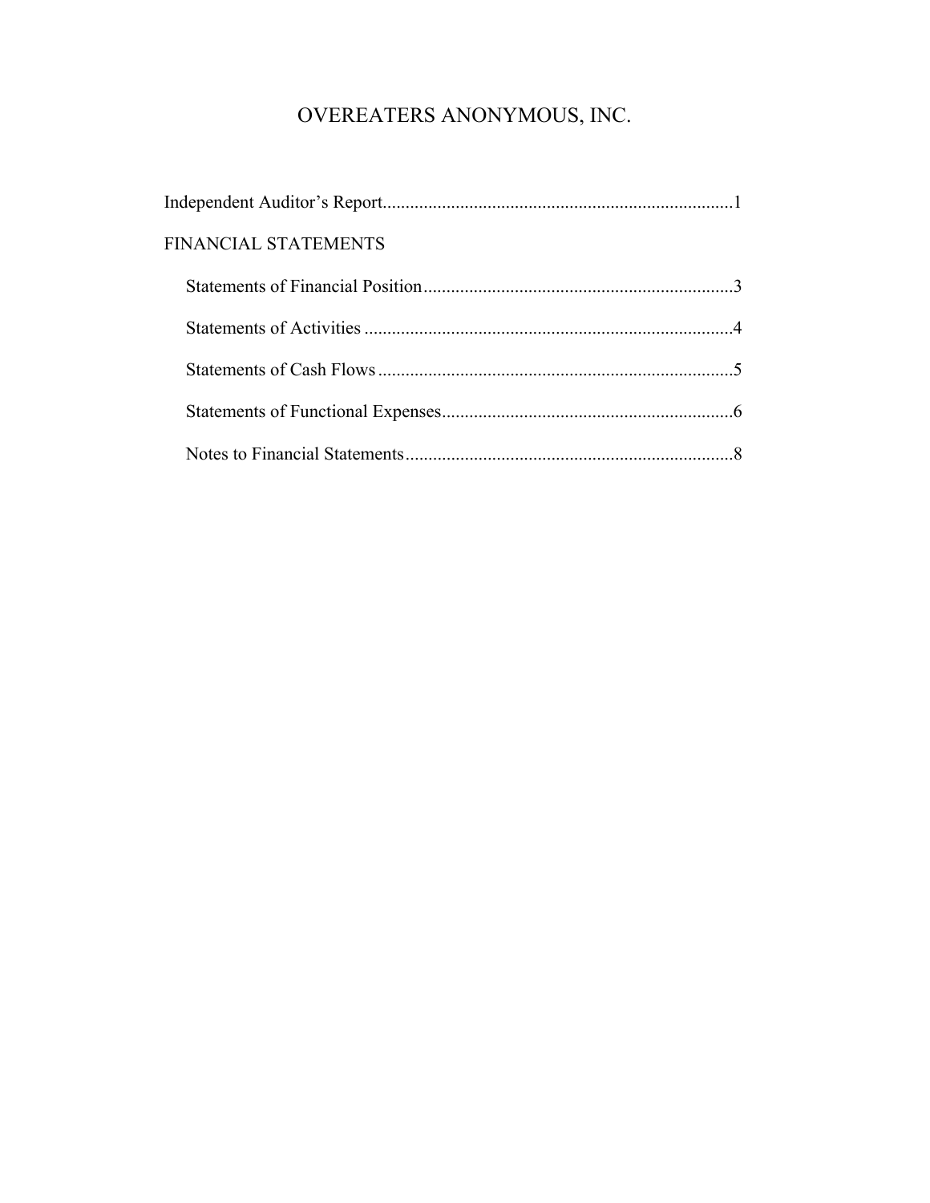# OVEREATERS ANONYMOUS, INC.

Independent Auditor's Report............................................................................1

FINANCIAL STATEMENTS

- Statements of Financial Position....................................................................3
- Statements of Activities .................................................................................4
- Statements of Cash Flows ..............................................................................5
- Statements of Functional Expenses................................................................6
- Notes to Financial Statements........................................................................8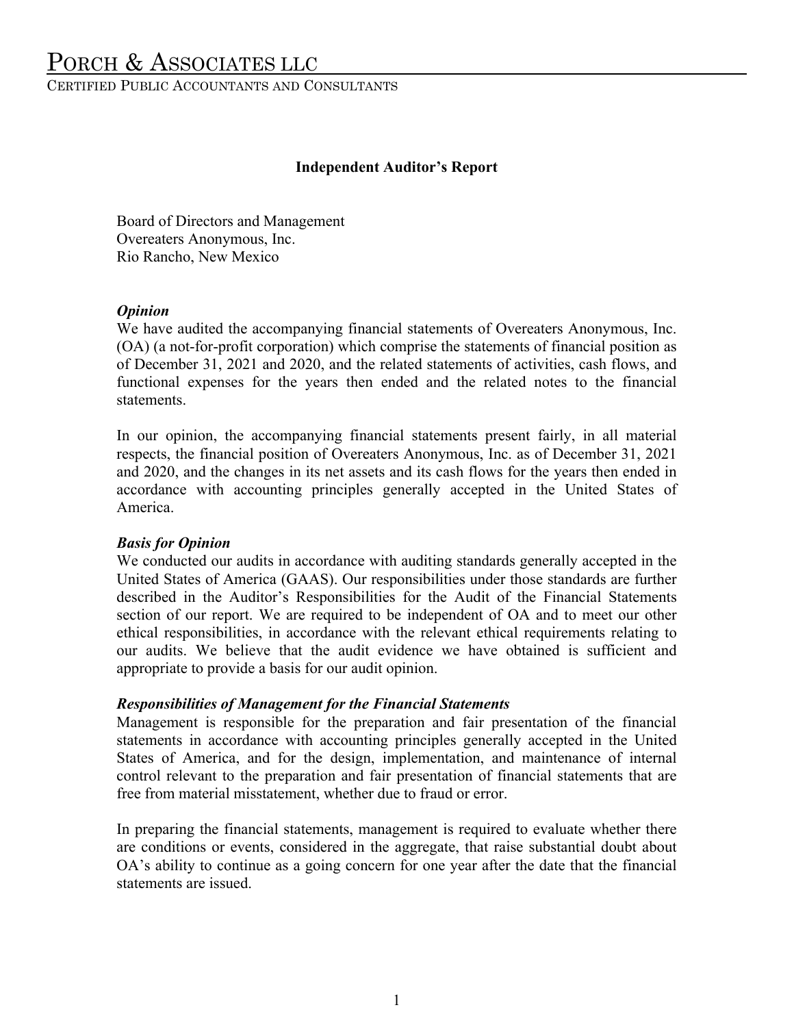# Porch & Associates LLC

Certified Public Accountants and Consultants

## Independent Auditor's Report

Board of Directors and Management
Overeaters Anonymous, Inc.
Rio Rancho, New Mexico

### *Opinion*

We have audited the accompanying financial statements of Overeaters Anonymous, Inc. (OA) (a not-for-profit corporation) which comprise the statements of financial position as of December 31, 2021 and 2020, and the related statements of activities, cash flows, and functional expenses for the years then ended and the related notes to the financial statements.

In our opinion, the accompanying financial statements present fairly, in all material respects, the financial position of Overeaters Anonymous, Inc. as of December 31, 2021 and 2020, and the changes in its net assets and its cash flows for the years then ended in accordance with accounting principles generally accepted in the United States of America.

### *Basis for Opinion*

We conducted our audits in accordance with auditing standards generally accepted in the United States of America (GAAS). Our responsibilities under those standards are further described in the Auditor's Responsibilities for the Audit of the Financial Statements section of our report. We are required to be independent of OA and to meet our other ethical responsibilities, in accordance with the relevant ethical requirements relating to our audits. We believe that the audit evidence we have obtained is sufficient and appropriate to provide a basis for our audit opinion.

### *Responsibilities of Management for the Financial Statements*

Management is responsible for the preparation and fair presentation of the financial statements in accordance with accounting principles generally accepted in the United States of America, and for the design, implementation, and maintenance of internal control relevant to the preparation and fair presentation of financial statements that are free from material misstatement, whether due to fraud or error.

In preparing the financial statements, management is required to evaluate whether there are conditions or events, considered in the aggregate, that raise substantial doubt about OA's ability to continue as a going concern for one year after the date that the financial statements are issued.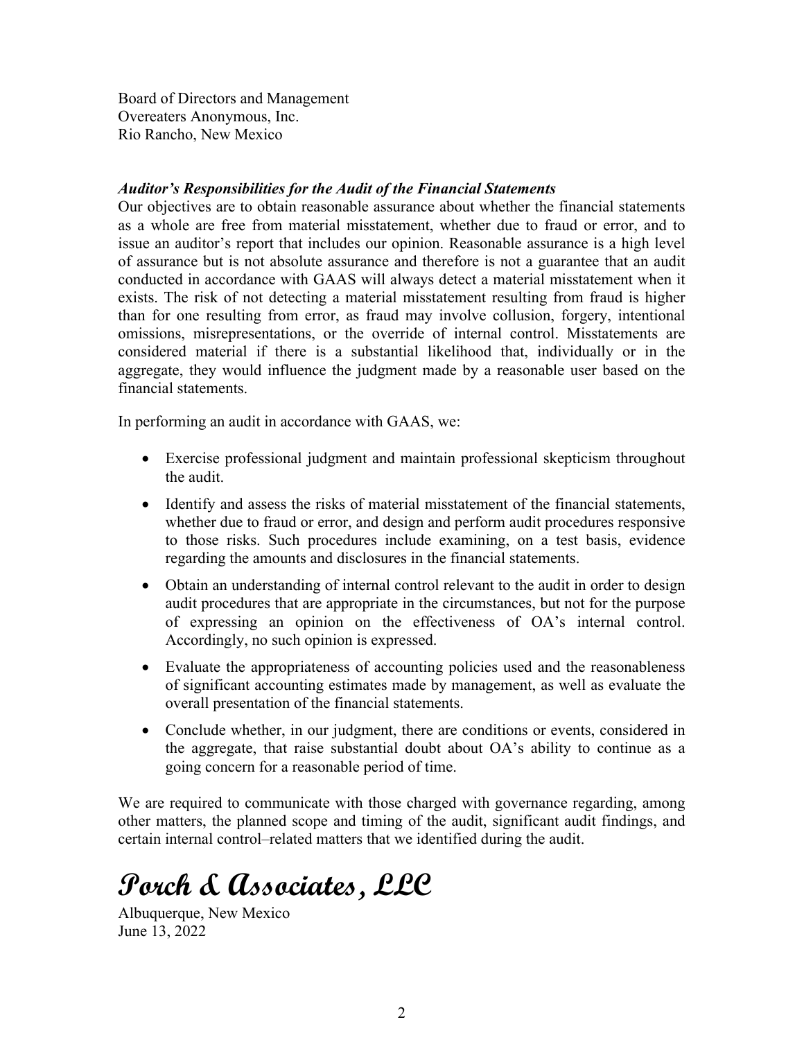Board of Directors and Management
Overeaters Anonymous, Inc.
Rio Rancho, New Mexico

***Auditor's Responsibilities for the Audit of the Financial Statements***

Our objectives are to obtain reasonable assurance about whether the financial statements as a whole are free from material misstatement, whether due to fraud or error, and to issue an auditor's report that includes our opinion. Reasonable assurance is a high level of assurance but is not absolute assurance and therefore is not a guarantee that an audit conducted in accordance with GAAS will always detect a material misstatement when it exists. The risk of not detecting a material misstatement resulting from fraud is higher than for one resulting from error, as fraud may involve collusion, forgery, intentional omissions, misrepresentations, or the override of internal control. Misstatements are considered material if there is a substantial likelihood that, individually or in the aggregate, they would influence the judgment made by a reasonable user based on the financial statements.

In performing an audit in accordance with GAAS, we:

- Exercise professional judgment and maintain professional skepticism throughout the audit.
- Identify and assess the risks of material misstatement of the financial statements, whether due to fraud or error, and design and perform audit procedures responsive to those risks. Such procedures include examining, on a test basis, evidence regarding the amounts and disclosures in the financial statements.
- Obtain an understanding of internal control relevant to the audit in order to design audit procedures that are appropriate in the circumstances, but not for the purpose of expressing an opinion on the effectiveness of OA's internal control. Accordingly, no such opinion is expressed.
- Evaluate the appropriateness of accounting policies used and the reasonableness of significant accounting estimates made by management, as well as evaluate the overall presentation of the financial statements.
- Conclude whether, in our judgment, there are conditions or events, considered in the aggregate, that raise substantial doubt about OA's ability to continue as a going concern for a reasonable period of time.

We are required to communicate with those charged with governance regarding, among other matters, the planned scope and timing of the audit, significant audit findings, and certain internal control–related matters that we identified during the audit.

**Porch & Associates, LLC**

Albuquerque, New Mexico
June 13, 2022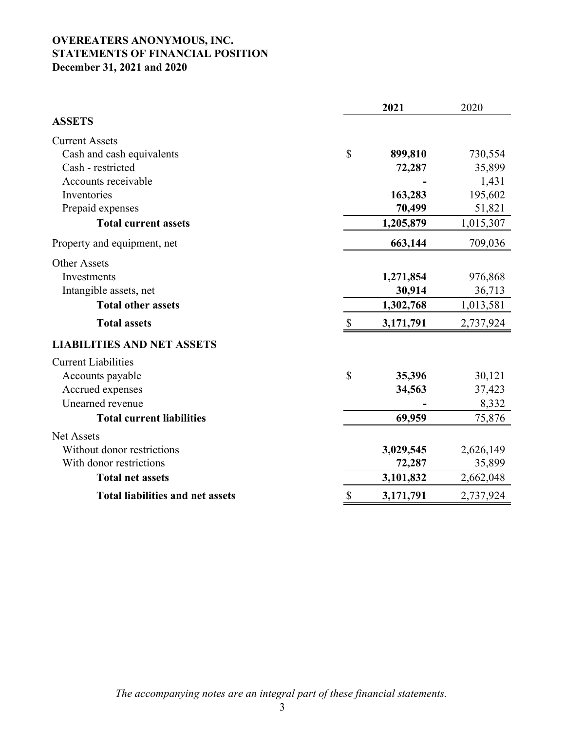**OVEREATERS ANONYMOUS, INC.**
**STATEMENTS OF FINANCIAL POSITION**
**December 31, 2021 and 2020**

| | | **2021** | 2020 |
|---|---|---|---|
| **ASSETS** | | | |
| Current Assets | | | |
| Cash and cash equivalents | $ | **899,810** | 730,554 |
| Cash - restricted | | **72,287** | 35,899 |
| Accounts receivable | | **-** | 1,431 |
| Inventories | | **163,283** | 195,602 |
| Prepaid expenses | | **70,499** | 51,821 |
| **Total current assets** | | **1,205,879** | 1,015,307 |
| Property and equipment, net | | **663,144** | 709,036 |
| Other Assets | | | |
| Investments | | **1,271,854** | 976,868 |
| Intangible assets, net | | **30,914** | 36,713 |
| **Total other assets** | | **1,302,768** | 1,013,581 |
| **Total assets** | $ | **3,171,791** | 2,737,924 |
| **LIABILITIES AND NET ASSETS** | | | |
| Current Liabilities | | | |
| Accounts payable | $ | **35,396** | 30,121 |
| Accrued expenses | | **34,563** | 37,423 |
| Unearned revenue | | **-** | 8,332 |
| **Total current liabilities** | | **69,959** | 75,876 |
| Net Assets | | | |
| Without donor restrictions | | **3,029,545** | 2,626,149 |
| With donor restrictions | | **72,287** | 35,899 |
| **Total net assets** | | **3,101,832** | 2,662,048 |
| **Total liabilities and net assets** | $ | **3,171,791** | 2,737,924 |

*The accompanying notes are an integral part of these financial statements.*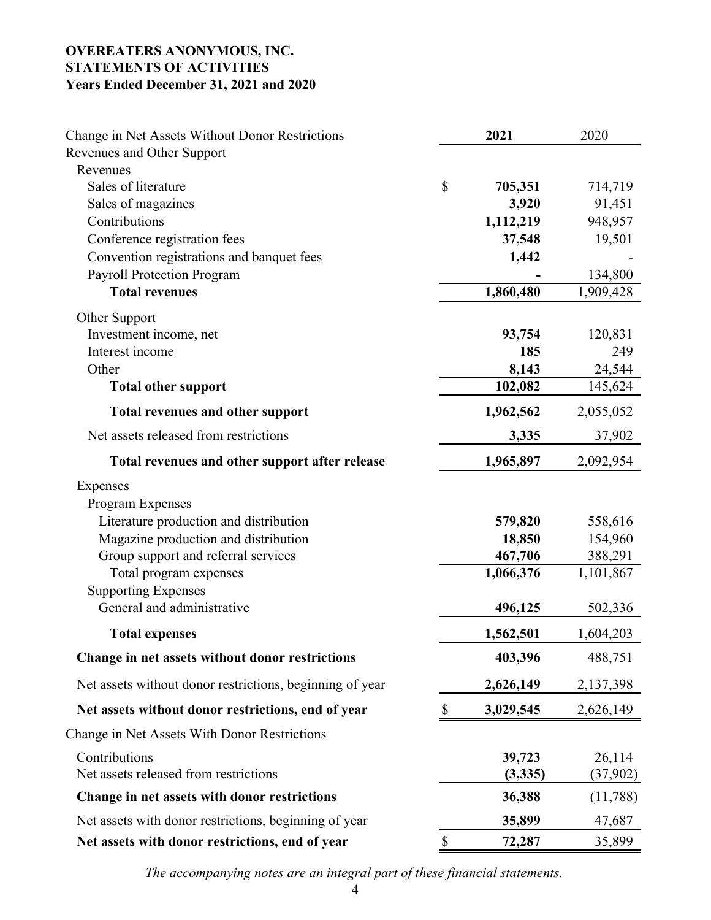**OVEREATERS ANONYMOUS, INC.**
**STATEMENTS OF ACTIVITIES**
**Years Ended December 31, 2021 and 2020**

| Change in Net Assets Without Donor Restrictions | | 2021 | 2020 |
|---|---|---|---|
| Revenues and Other Support | | | |
| Revenues | | | |
| Sales of literature | $ | **705,351** | 714,719 |
| Sales of magazines | | **3,920** | 91,451 |
| Contributions | | **1,112,219** | 948,957 |
| Conference registration fees | | **37,548** | 19,501 |
| Convention registrations and banquet fees | | **1,442** | - |
| Payroll Protection Program | | **-** | 134,800 |
| **Total revenues** | | **1,860,480** | 1,909,428 |
| Other Support | | | |
| Investment income, net | | **93,754** | 120,831 |
| Interest income | | **185** | 249 |
| Other | | **8,143** | 24,544 |
| **Total other support** | | **102,082** | 145,624 |
| **Total revenues and other support** | | **1,962,562** | 2,055,052 |
| Net assets released from restrictions | | **3,335** | 37,902 |
| **Total revenues and other support after release** | | **1,965,897** | 2,092,954 |
| Expenses | | | |
| Program Expenses | | | |
| Literature production and distribution | | **579,820** | 558,616 |
| Magazine production and distribution | | **18,850** | 154,960 |
| Group support and referral services | | **467,706** | 388,291 |
| Total program expenses | | **1,066,376** | 1,101,867 |
| Supporting Expenses | | | |
| General and administrative | | **496,125** | 502,336 |
| **Total expenses** | | **1,562,501** | 1,604,203 |
| **Change in net assets without donor restrictions** | | **403,396** | 488,751 |
| Net assets without donor restrictions, beginning of year | | **2,626,149** | 2,137,398 |
| **Net assets without donor restrictions, end of year** | $ | **3,029,545** | 2,626,149 |
| Change in Net Assets With Donor Restrictions | | | |
| Contributions | | **39,723** | 26,114 |
| Net assets released from restrictions | | **(3,335)** | (37,902) |
| **Change in net assets with donor restrictions** | | **36,388** | (11,788) |
| Net assets with donor restrictions, beginning of year | | **35,899** | 47,687 |
| **Net assets with donor restrictions, end of year** | $ | **72,287** | 35,899 |

*The accompanying notes are an integral part of these financial statements.*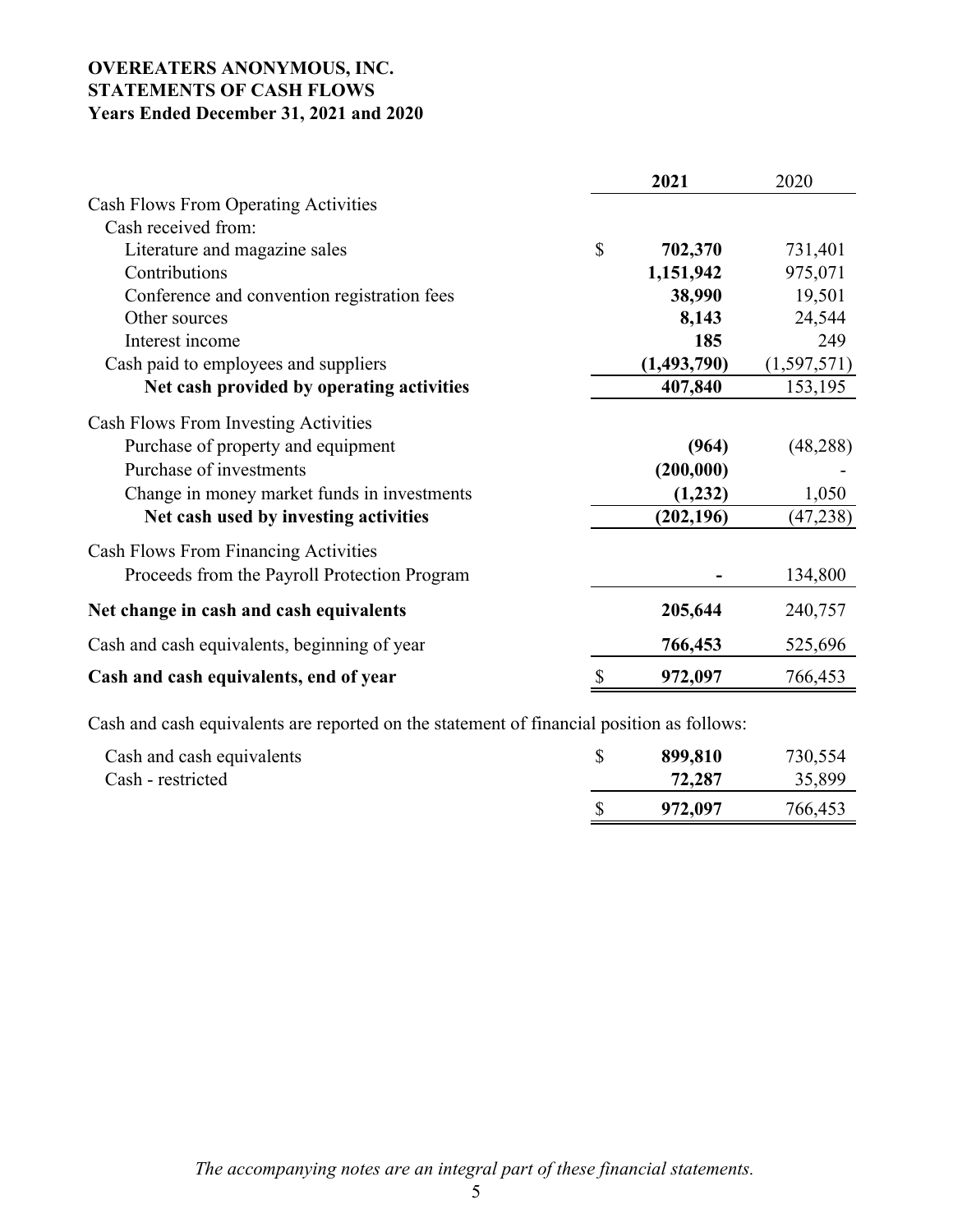**OVEREATERS ANONYMOUS, INC.**
**STATEMENTS OF CASH FLOWS**
**Years Ended December 31, 2021 and 2020**

| | 2021 | 2020 |
|---|---|---|
| Cash Flows From Operating Activities | | |
| Cash received from: | | |
| Literature and magazine sales | $ **702,370** | 731,401 |
| Contributions | **1,151,942** | 975,071 |
| Conference and convention registration fees | **38,990** | 19,501 |
| Other sources | **8,143** | 24,544 |
| Interest income | **185** | 249 |
| Cash paid to employees and suppliers | **(1,493,790)** | (1,597,571) |
| **Net cash provided by operating activities** | **407,840** | 153,195 |
| Cash Flows From Investing Activities | | |
| Purchase of property and equipment | **(964)** | (48,288) |
| Purchase of investments | **(200,000)** | - |
| Change in money market funds in investments | **(1,232)** | 1,050 |
| **Net cash used by investing activities** | **(202,196)** | (47,238) |
| Cash Flows From Financing Activities | | |
| Proceeds from the Payroll Protection Program | **-** | 134,800 |
| **Net change in cash and cash equivalents** | **205,644** | 240,757 |
| Cash and cash equivalents, beginning of year | **766,453** | 525,696 |
| **Cash and cash equivalents, end of year** | $ **972,097** | 766,453 |

Cash and cash equivalents are reported on the statement of financial position as follows:

| | 2021 | 2020 |
|---|---|---|
| Cash and cash equivalents | $ **899,810** | 730,554 |
| Cash - restricted | **72,287** | 35,899 |
| | $ **972,097** | 766,453 |

*The accompanying notes are an integral part of these financial statements.*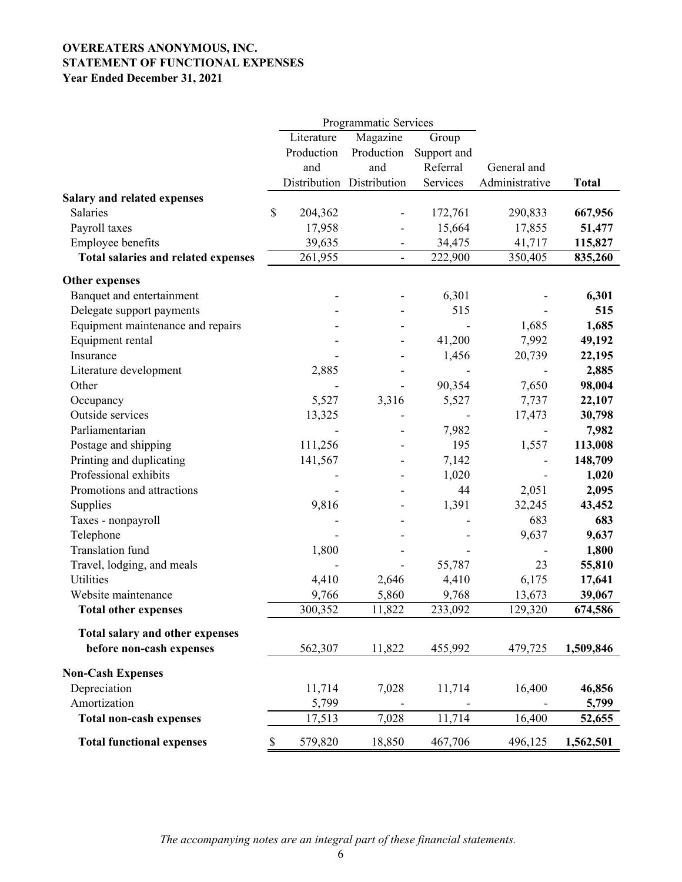**OVEREATERS ANONYMOUS, INC.**
**STATEMENT OF FUNCTIONAL EXPENSES**
**Year Ended December 31, 2021**

| | Programmatic Services | | | | |
|---|---|---|---|---|---|
| | Literature Production and Distribution | Magazine Production and Distribution | Group Support and Referral Services | General and Administrative | **Total** |
| **Salary and related expenses** | | | | | |
| Salaries | $ 204,362 | - | 172,761 | 290,833 | **667,956** |
| Payroll taxes | 17,958 | - | 15,664 | 17,855 | **51,477** |
| Employee benefits | 39,635 | - | 34,475 | 41,717 | **115,827** |
| **Total salaries and related expenses** | 261,955 | - | 222,900 | 350,405 | **835,260** |
| **Other expenses** | | | | | |
| Banquet and entertainment | - | - | 6,301 | - | **6,301** |
| Delegate support payments | - | - | 515 | - | **515** |
| Equipment maintenance and repairs | - | - | - | 1,685 | **1,685** |
| Equipment rental | - | - | 41,200 | 7,992 | **49,192** |
| Insurance | - | - | 1,456 | 20,739 | **22,195** |
| Literature development | 2,885 | - | - | - | **2,885** |
| Other | - | - | 90,354 | 7,650 | **98,004** |
| Occupancy | 5,527 | 3,316 | 5,527 | 7,737 | **22,107** |
| Outside services | 13,325 | - | - | 17,473 | **30,798** |
| Parliamentarian | - | - | 7,982 | - | **7,982** |
| Postage and shipping | 111,256 | - | 195 | 1,557 | **113,008** |
| Printing and duplicating | 141,567 | - | 7,142 | - | **148,709** |
| Professional exhibits | - | - | 1,020 | - | **1,020** |
| Promotions and attractions | - | - | 44 | 2,051 | **2,095** |
| Supplies | 9,816 | - | 1,391 | 32,245 | **43,452** |
| Taxes - nonpayroll | - | - | - | 683 | **683** |
| Telephone | - | - | - | 9,637 | **9,637** |
| Translation fund | 1,800 | - | - | - | **1,800** |
| Travel, lodging, and meals | - | - | 55,787 | 23 | **55,810** |
| Utilities | 4,410 | 2,646 | 4,410 | 6,175 | **17,641** |
| Website maintenance | 9,766 | 5,860 | 9,768 | 13,673 | **39,067** |
| **Total other expenses** | 300,352 | 11,822 | 233,092 | 129,320 | **674,586** |
| **Total salary and other expenses before non-cash expenses** | 562,307 | 11,822 | 455,992 | 479,725 | **1,509,846** |
| **Non-Cash Expenses** | | | | | |
| Depreciation | 11,714 | 7,028 | 11,714 | 16,400 | **46,856** |
| Amortization | 5,799 | - | - | - | **5,799** |
| **Total non-cash expenses** | 17,513 | 7,028 | 11,714 | 16,400 | **52,655** |
| **Total functional expenses** | $ 579,820 | 18,850 | 467,706 | 496,125 | **1,562,501** |

*The accompanying notes are an integral part of these financial statements.*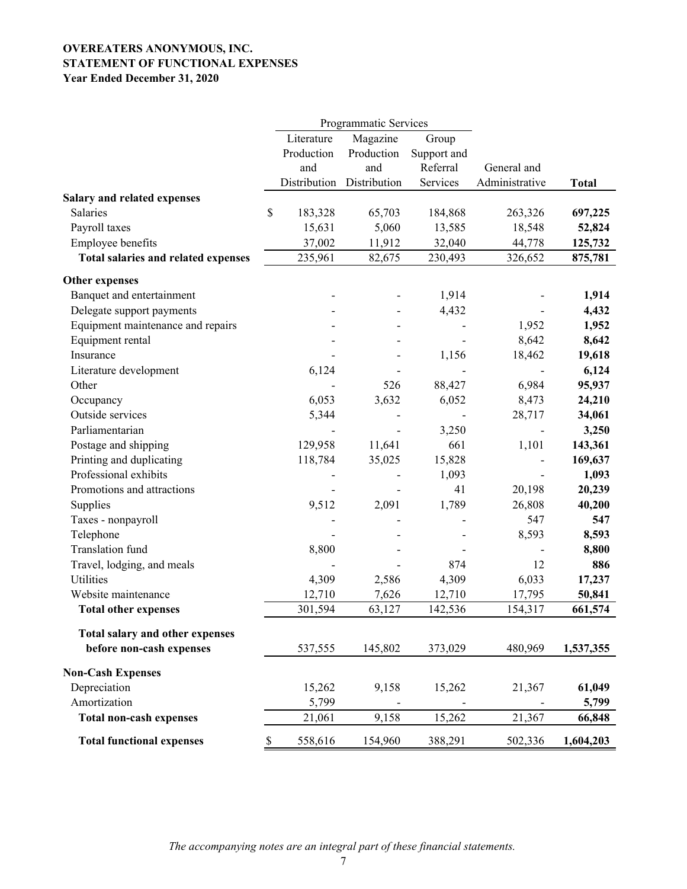**OVEREATERS ANONYMOUS, INC.**
**STATEMENT OF FUNCTIONAL EXPENSES**
**Year Ended December 31, 2020**

| | Programmatic Services | | | | |
|---|---|---|---|---|---|
| | Literature Production and Distribution | Magazine Production and Distribution | Group Support and Referral Services | General and Administrative | **Total** |
| **Salary and related expenses** | | | | | |
| Salaries | $ 183,328 | 65,703 | 184,868 | 263,326 | **697,225** |
| Payroll taxes | 15,631 | 5,060 | 13,585 | 18,548 | **52,824** |
| Employee benefits | 37,002 | 11,912 | 32,040 | 44,778 | **125,732** |
| **Total salaries and related expenses** | 235,961 | 82,675 | 230,493 | 326,652 | **875,781** |
| **Other expenses** | | | | | |
| Banquet and entertainment | - | - | 1,914 | - | **1,914** |
| Delegate support payments | - | - | 4,432 | - | **4,432** |
| Equipment maintenance and repairs | - | - | - | 1,952 | **1,952** |
| Equipment rental | - | - | - | 8,642 | **8,642** |
| Insurance | - | - | 1,156 | 18,462 | **19,618** |
| Literature development | 6,124 | - | - | - | **6,124** |
| Other | - | 526 | 88,427 | 6,984 | **95,937** |
| Occupancy | 6,053 | 3,632 | 6,052 | 8,473 | **24,210** |
| Outside services | 5,344 | - | - | 28,717 | **34,061** |
| Parliamentarian | - | - | 3,250 | - | **3,250** |
| Postage and shipping | 129,958 | 11,641 | 661 | 1,101 | **143,361** |
| Printing and duplicating | 118,784 | 35,025 | 15,828 | - | **169,637** |
| Professional exhibits | - | - | 1,093 | - | **1,093** |
| Promotions and attractions | - | - | 41 | 20,198 | **20,239** |
| Supplies | 9,512 | 2,091 | 1,789 | 26,808 | **40,200** |
| Taxes - nonpayroll | - | - | - | 547 | **547** |
| Telephone | - | - | - | 8,593 | **8,593** |
| Translation fund | 8,800 | - | - | - | **8,800** |
| Travel, lodging, and meals | - | - | 874 | 12 | **886** |
| Utilities | 4,309 | 2,586 | 4,309 | 6,033 | **17,237** |
| Website maintenance | 12,710 | 7,626 | 12,710 | 17,795 | **50,841** |
| **Total other expenses** | 301,594 | 63,127 | 142,536 | 154,317 | **661,574** |
| **Total salary and other expenses before non-cash expenses** | 537,555 | 145,802 | 373,029 | 480,969 | **1,537,355** |
| **Non-Cash Expenses** | | | | | |
| Depreciation | 15,262 | 9,158 | 15,262 | 21,367 | **61,049** |
| Amortization | 5,799 | - | - | - | **5,799** |
| **Total non-cash expenses** | 21,061 | 9,158 | 15,262 | 21,367 | **66,848** |
| **Total functional expenses** | $ 558,616 | 154,960 | 388,291 | 502,336 | **1,604,203** |

*The accompanying notes are an integral part of these financial statements.*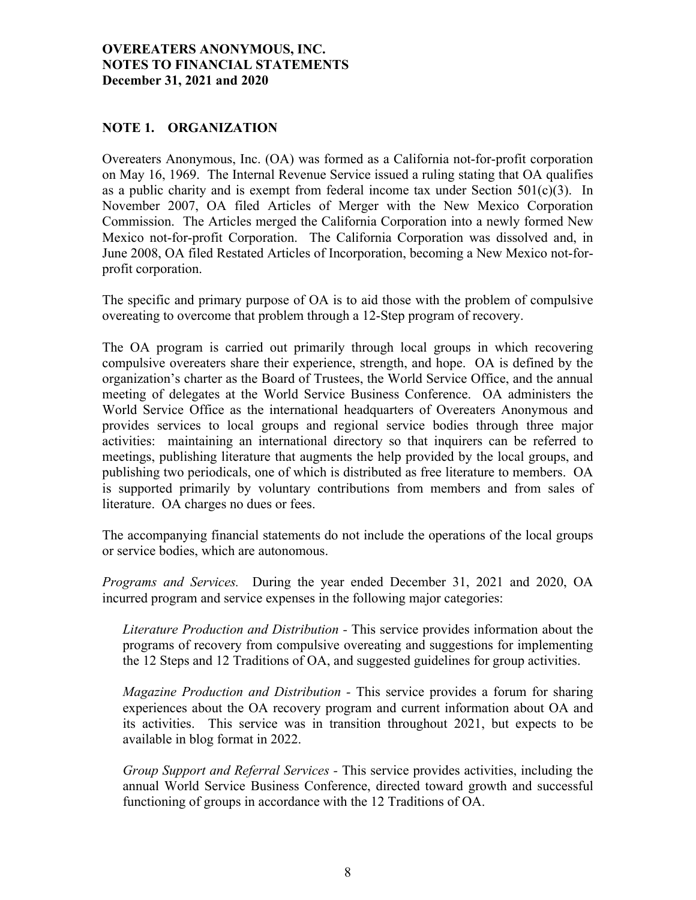## NOTE 1. ORGANIZATION

Overeaters Anonymous, Inc. (OA) was formed as a California not-for-profit corporation on May 16, 1969. The Internal Revenue Service issued a ruling stating that OA qualifies as a public charity and is exempt from federal income tax under Section 501(c)(3). In November 2007, OA filed Articles of Merger with the New Mexico Corporation Commission. The Articles merged the California Corporation into a newly formed New Mexico not-for-profit Corporation. The California Corporation was dissolved and, in June 2008, OA filed Restated Articles of Incorporation, becoming a New Mexico not-for-profit corporation.

The specific and primary purpose of OA is to aid those with the problem of compulsive overeating to overcome that problem through a 12-Step program of recovery.

The OA program is carried out primarily through local groups in which recovering compulsive overeaters share their experience, strength, and hope. OA is defined by the organization's charter as the Board of Trustees, the World Service Office, and the annual meeting of delegates at the World Service Business Conference. OA administers the World Service Office as the international headquarters of Overeaters Anonymous and provides services to local groups and regional service bodies through three major activities: maintaining an international directory so that inquirers can be referred to meetings, publishing literature that augments the help provided by the local groups, and publishing two periodicals, one of which is distributed as free literature to members. OA is supported primarily by voluntary contributions from members and from sales of literature. OA charges no dues or fees.

The accompanying financial statements do not include the operations of the local groups or service bodies, which are autonomous.

*Programs and Services.* During the year ended December 31, 2021 and 2020, OA incurred program and service expenses in the following major categories:

*Literature Production and Distribution* - This service provides information about the programs of recovery from compulsive overeating and suggestions for implementing the 12 Steps and 12 Traditions of OA, and suggested guidelines for group activities.

*Magazine Production and Distribution* - This service provides a forum for sharing experiences about the OA recovery program and current information about OA and its activities. This service was in transition throughout 2021, but expects to be available in blog format in 2022.

*Group Support and Referral Services* - This service provides activities, including the annual World Service Business Conference, directed toward growth and successful functioning of groups in accordance with the 12 Traditions of OA.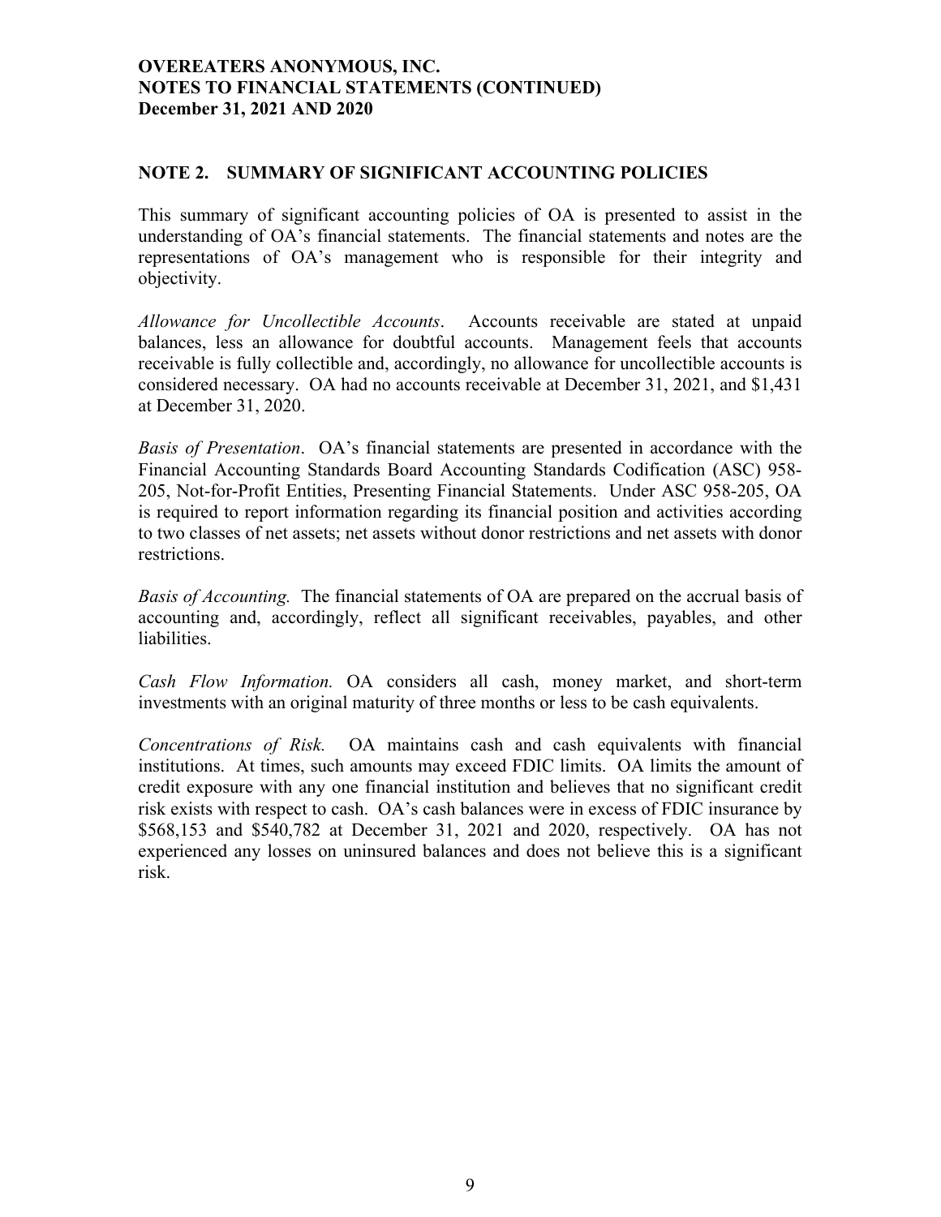**OVEREATERS ANONYMOUS, INC.**
**NOTES TO FINANCIAL STATEMENTS (CONTINUED)**
**December 31, 2021 AND 2020**

## NOTE 2. SUMMARY OF SIGNIFICANT ACCOUNTING POLICIES

This summary of significant accounting policies of OA is presented to assist in the understanding of OA's financial statements. The financial statements and notes are the representations of OA's management who is responsible for their integrity and objectivity.

*Allowance for Uncollectible Accounts*. Accounts receivable are stated at unpaid balances, less an allowance for doubtful accounts. Management feels that accounts receivable is fully collectible and, accordingly, no allowance for uncollectible accounts is considered necessary. OA had no accounts receivable at December 31, 2021, and $1,431 at December 31, 2020.

*Basis of Presentation*. OA's financial statements are presented in accordance with the Financial Accounting Standards Board Accounting Standards Codification (ASC) 958-205, Not-for-Profit Entities, Presenting Financial Statements. Under ASC 958-205, OA is required to report information regarding its financial position and activities according to two classes of net assets; net assets without donor restrictions and net assets with donor restrictions.

*Basis of Accounting.* The financial statements of OA are prepared on the accrual basis of accounting and, accordingly, reflect all significant receivables, payables, and other liabilities.

*Cash Flow Information.* OA considers all cash, money market, and short-term investments with an original maturity of three months or less to be cash equivalents.

*Concentrations of Risk.* OA maintains cash and cash equivalents with financial institutions. At times, such amounts may exceed FDIC limits. OA limits the amount of credit exposure with any one financial institution and believes that no significant credit risk exists with respect to cash. OA's cash balances were in excess of FDIC insurance by $568,153 and $540,782 at December 31, 2021 and 2020, respectively. OA has not experienced any losses on uninsured balances and does not believe this is a significant risk.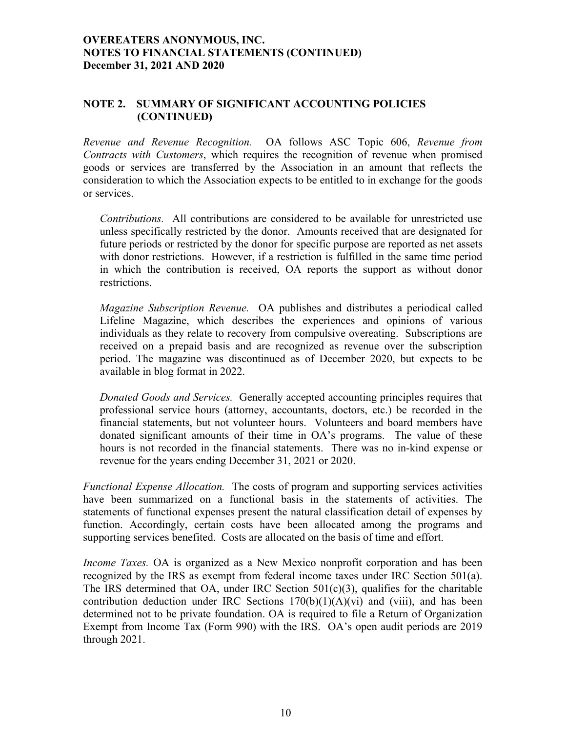## NOTE 2. SUMMARY OF SIGNIFICANT ACCOUNTING POLICIES (CONTINUED)

*Revenue and Revenue Recognition.* OA follows ASC Topic 606, *Revenue from Contracts with Customers*, which requires the recognition of revenue when promised goods or services are transferred by the Association in an amount that reflects the consideration to which the Association expects to be entitled to in exchange for the goods or services.

*Contributions.* All contributions are considered to be available for unrestricted use unless specifically restricted by the donor. Amounts received that are designated for future periods or restricted by the donor for specific purpose are reported as net assets with donor restrictions. However, if a restriction is fulfilled in the same time period in which the contribution is received, OA reports the support as without donor restrictions.

*Magazine Subscription Revenue.* OA publishes and distributes a periodical called Lifeline Magazine, which describes the experiences and opinions of various individuals as they relate to recovery from compulsive overeating. Subscriptions are received on a prepaid basis and are recognized as revenue over the subscription period. The magazine was discontinued as of December 2020, but expects to be available in blog format in 2022.

*Donated Goods and Services.* Generally accepted accounting principles requires that professional service hours (attorney, accountants, doctors, etc.) be recorded in the financial statements, but not volunteer hours. Volunteers and board members have donated significant amounts of their time in OA's programs. The value of these hours is not recorded in the financial statements. There was no in-kind expense or revenue for the years ending December 31, 2021 or 2020.

*Functional Expense Allocation.* The costs of program and supporting services activities have been summarized on a functional basis in the statements of activities. The statements of functional expenses present the natural classification detail of expenses by function. Accordingly, certain costs have been allocated among the programs and supporting services benefited. Costs are allocated on the basis of time and effort.

*Income Taxes.* OA is organized as a New Mexico nonprofit corporation and has been recognized by the IRS as exempt from federal income taxes under IRC Section 501(a). The IRS determined that OA, under IRC Section 501(c)(3), qualifies for the charitable contribution deduction under IRC Sections 170(b)(1)(A)(vi) and (viii), and has been determined not to be private foundation. OA is required to file a Return of Organization Exempt from Income Tax (Form 990) with the IRS. OA's open audit periods are 2019 through 2021.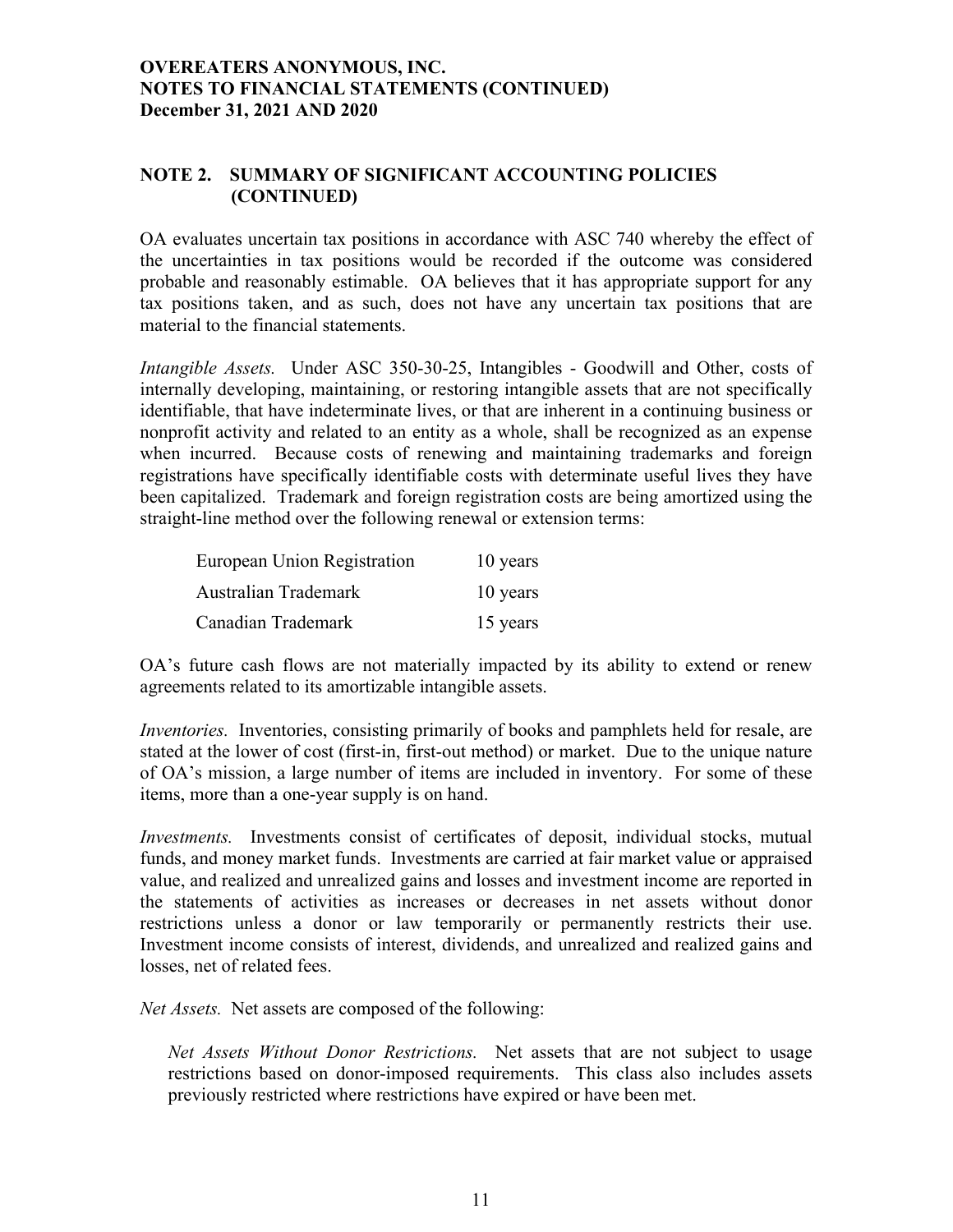## NOTE 2. SUMMARY OF SIGNIFICANT ACCOUNTING POLICIES (CONTINUED)

OA evaluates uncertain tax positions in accordance with ASC 740 whereby the effect of the uncertainties in tax positions would be recorded if the outcome was considered probable and reasonably estimable. OA believes that it has appropriate support for any tax positions taken, and as such, does not have any uncertain tax positions that are material to the financial statements.

*Intangible Assets.* Under ASC 350-30-25, Intangibles - Goodwill and Other, costs of internally developing, maintaining, or restoring intangible assets that are not specifically identifiable, that have indeterminate lives, or that are inherent in a continuing business or nonprofit activity and related to an entity as a whole, shall be recognized as an expense when incurred. Because costs of renewing and maintaining trademarks and foreign registrations have specifically identifiable costs with determinate useful lives they have been capitalized. Trademark and foreign registration costs are being amortized using the straight-line method over the following renewal or extension terms:

| | |
|---|---|
| European Union Registration | 10 years |
| Australian Trademark | 10 years |
| Canadian Trademark | 15 years |

OA's future cash flows are not materially impacted by its ability to extend or renew agreements related to its amortizable intangible assets.

*Inventories.* Inventories, consisting primarily of books and pamphlets held for resale, are stated at the lower of cost (first-in, first-out method) or market. Due to the unique nature of OA's mission, a large number of items are included in inventory. For some of these items, more than a one-year supply is on hand.

*Investments.* Investments consist of certificates of deposit, individual stocks, mutual funds, and money market funds. Investments are carried at fair market value or appraised value, and realized and unrealized gains and losses and investment income are reported in the statements of activities as increases or decreases in net assets without donor restrictions unless a donor or law temporarily or permanently restricts their use. Investment income consists of interest, dividends, and unrealized and realized gains and losses, net of related fees.

*Net Assets.* Net assets are composed of the following:

*Net Assets Without Donor Restrictions.* Net assets that are not subject to usage restrictions based on donor-imposed requirements. This class also includes assets previously restricted where restrictions have expired or have been met.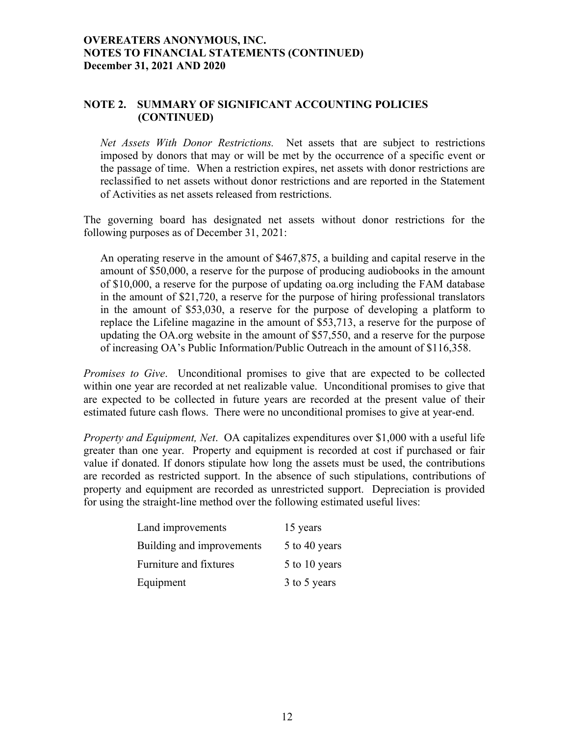**OVEREATERS ANONYMOUS, INC.**
**NOTES TO FINANCIAL STATEMENTS (CONTINUED)**
**December 31, 2021 AND 2020**

## NOTE 2. SUMMARY OF SIGNIFICANT ACCOUNTING POLICIES (CONTINUED)

*Net Assets With Donor Restrictions.* Net assets that are subject to restrictions imposed by donors that may or will be met by the occurrence of a specific event or the passage of time. When a restriction expires, net assets with donor restrictions are reclassified to net assets without donor restrictions and are reported in the Statement of Activities as net assets released from restrictions.

The governing board has designated net assets without donor restrictions for the following purposes as of December 31, 2021:

An operating reserve in the amount of $467,875, a building and capital reserve in the amount of $50,000, a reserve for the purpose of producing audiobooks in the amount of $10,000, a reserve for the purpose of updating oa.org including the FAM database in the amount of $21,720, a reserve for the purpose of hiring professional translators in the amount of $53,030, a reserve for the purpose of developing a platform to replace the Lifeline magazine in the amount of $53,713, a reserve for the purpose of updating the OA.org website in the amount of $57,550, and a reserve for the purpose of increasing OA's Public Information/Public Outreach in the amount of $116,358.

*Promises to Give*. Unconditional promises to give that are expected to be collected within one year are recorded at net realizable value. Unconditional promises to give that are expected to be collected in future years are recorded at the present value of their estimated future cash flows. There were no unconditional promises to give at year-end.

*Property and Equipment, Net*. OA capitalizes expenditures over $1,000 with a useful life greater than one year. Property and equipment is recorded at cost if purchased or fair value if donated. If donors stipulate how long the assets must be used, the contributions are recorded as restricted support. In the absence of such stipulations, contributions of property and equipment are recorded as unrestricted support. Depreciation is provided for using the straight-line method over the following estimated useful lives:

| | |
|---|---|
| Land improvements | 15 years |
| Building and improvements | 5 to 40 years |
| Furniture and fixtures | 5 to 10 years |
| Equipment | 3 to 5 years |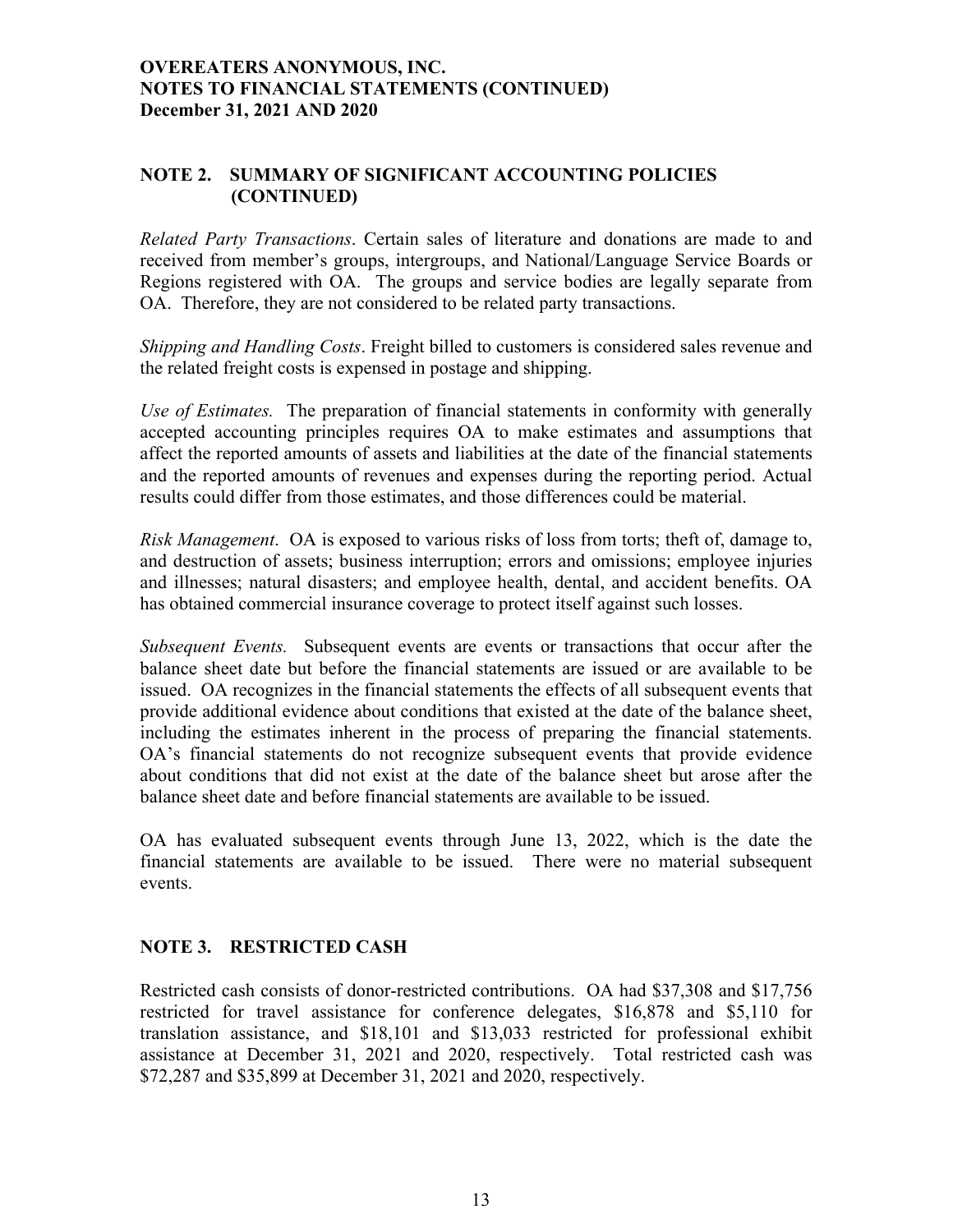**OVEREATERS ANONYMOUS, INC.**
**NOTES TO FINANCIAL STATEMENTS (CONTINUED)**
**December 31, 2021 AND 2020**

## NOTE 2. SUMMARY OF SIGNIFICANT ACCOUNTING POLICIES (CONTINUED)

*Related Party Transactions*. Certain sales of literature and donations are made to and received from member's groups, intergroups, and National/Language Service Boards or Regions registered with OA. The groups and service bodies are legally separate from OA. Therefore, they are not considered to be related party transactions.

*Shipping and Handling Costs*. Freight billed to customers is considered sales revenue and the related freight costs is expensed in postage and shipping.

*Use of Estimates.* The preparation of financial statements in conformity with generally accepted accounting principles requires OA to make estimates and assumptions that affect the reported amounts of assets and liabilities at the date of the financial statements and the reported amounts of revenues and expenses during the reporting period. Actual results could differ from those estimates, and those differences could be material.

*Risk Management*. OA is exposed to various risks of loss from torts; theft of, damage to, and destruction of assets; business interruption; errors and omissions; employee injuries and illnesses; natural disasters; and employee health, dental, and accident benefits. OA has obtained commercial insurance coverage to protect itself against such losses.

*Subsequent Events.* Subsequent events are events or transactions that occur after the balance sheet date but before the financial statements are issued or are available to be issued. OA recognizes in the financial statements the effects of all subsequent events that provide additional evidence about conditions that existed at the date of the balance sheet, including the estimates inherent in the process of preparing the financial statements. OA's financial statements do not recognize subsequent events that provide evidence about conditions that did not exist at the date of the balance sheet but arose after the balance sheet date and before financial statements are available to be issued.

OA has evaluated subsequent events through June 13, 2022, which is the date the financial statements are available to be issued. There were no material subsequent events.

## NOTE 3. RESTRICTED CASH

Restricted cash consists of donor-restricted contributions. OA had $37,308 and $17,756 restricted for travel assistance for conference delegates, $16,878 and $5,110 for translation assistance, and $18,101 and $13,033 restricted for professional exhibit assistance at December 31, 2021 and 2020, respectively. Total restricted cash was $72,287 and $35,899 at December 31, 2021 and 2020, respectively.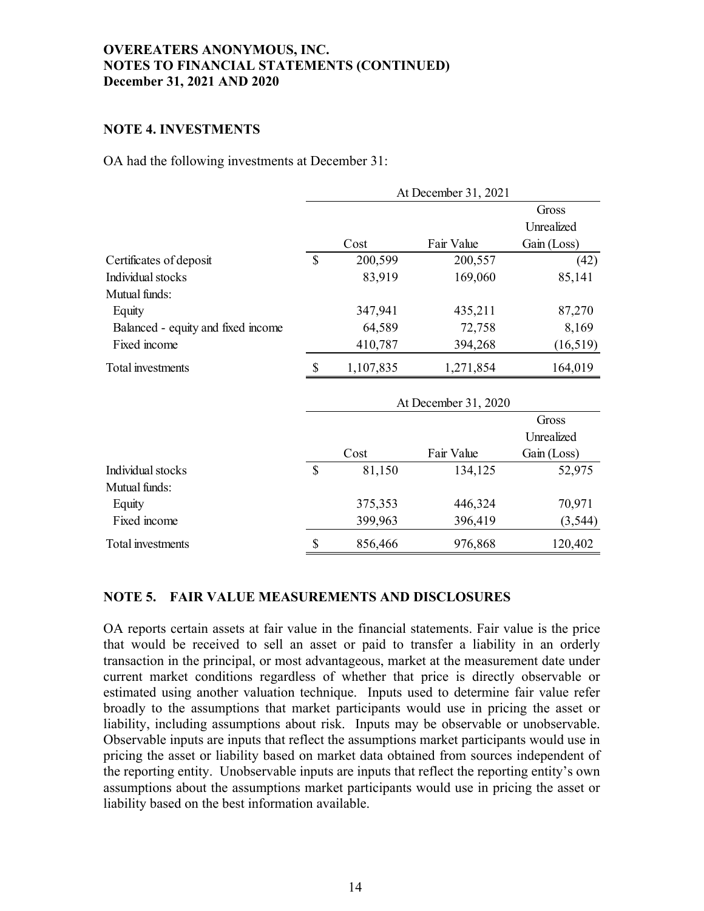## NOTE 4. INVESTMENTS

OA had the following investments at December 31:

| | At December 31, 2021 | | |
|---|---|---|---|
| | Cost | Fair Value | Gross Unrealized Gain (Loss) |
| Certificates of deposit | $ 200,599 | 200,557 | (42) |
| Individual stocks | 83,919 | 169,060 | 85,141 |
| Mutual funds: | | | |
| Equity | 347,941 | 435,211 | 87,270 |
| Balanced - equity and fixed income | 64,589 | 72,758 | 8,169 |
| Fixed income | 410,787 | 394,268 | (16,519) |
| Total investments | $ 1,107,835 | 1,271,854 | 164,019 |

| | At December 31, 2020 | | |
|---|---|---|---|
| | Cost | Fair Value | Gross Unrealized Gain (Loss) |
| Individual stocks | $ 81,150 | 134,125 | 52,975 |
| Mutual funds: | | | |
| Equity | 375,353 | 446,324 | 70,971 |
| Fixed income | 399,963 | 396,419 | (3,544) |
| Total investments | $ 856,466 | 976,868 | 120,402 |

## NOTE 5. FAIR VALUE MEASUREMENTS AND DISCLOSURES

OA reports certain assets at fair value in the financial statements. Fair value is the price that would be received to sell an asset or paid to transfer a liability in an orderly transaction in the principal, or most advantageous, market at the measurement date under current market conditions regardless of whether that price is directly observable or estimated using another valuation technique. Inputs used to determine fair value refer broadly to the assumptions that market participants would use in pricing the asset or liability, including assumptions about risk. Inputs may be observable or unobservable. Observable inputs are inputs that reflect the assumptions market participants would use in pricing the asset or liability based on market data obtained from sources independent of the reporting entity. Unobservable inputs are inputs that reflect the reporting entity's own assumptions about the assumptions market participants would use in pricing the asset or liability based on the best information available.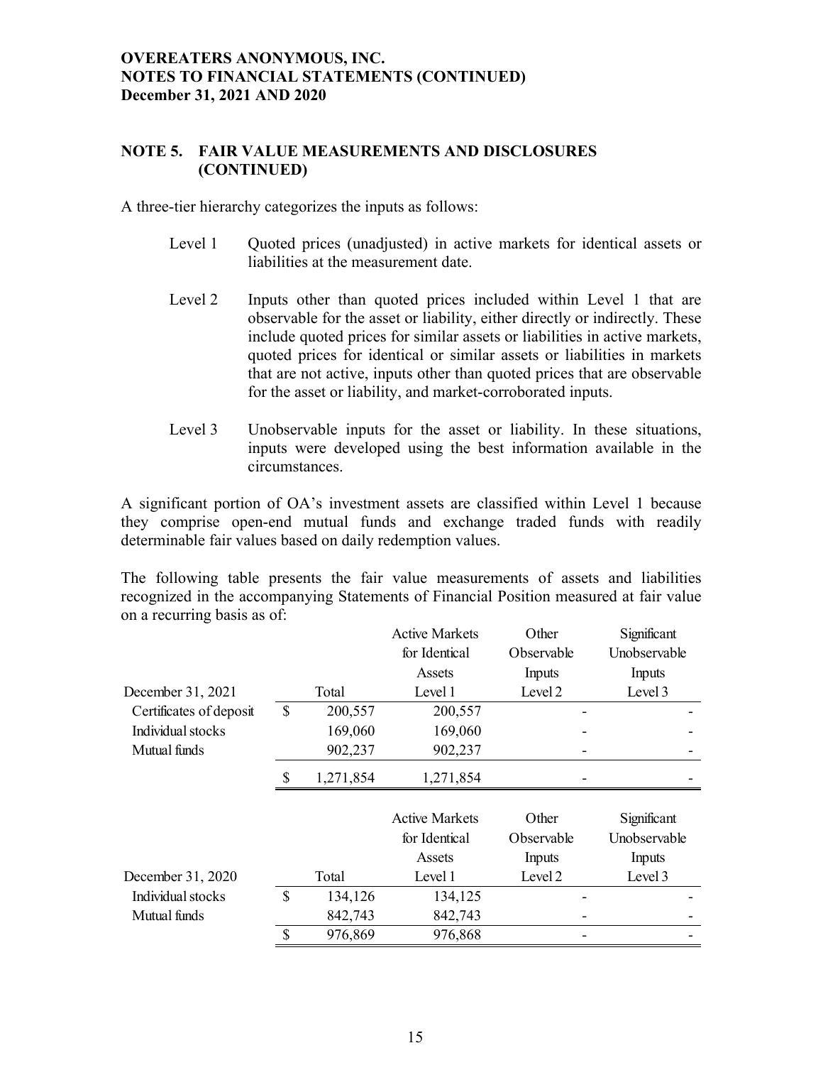**OVEREATERS ANONYMOUS, INC.**
**NOTES TO FINANCIAL STATEMENTS (CONTINUED)**
**December 31, 2021 AND 2020**

## NOTE 5. FAIR VALUE MEASUREMENTS AND DISCLOSURES (CONTINUED)

A three-tier hierarchy categorizes the inputs as follows:

- Level 1 Quoted prices (unadjusted) in active markets for identical assets or liabilities at the measurement date.
- Level 2 Inputs other than quoted prices included within Level 1 that are observable for the asset or liability, either directly or indirectly. These include quoted prices for similar assets or liabilities in active markets, quoted prices for identical or similar assets or liabilities in markets that are not active, inputs other than quoted prices that are observable for the asset or liability, and market-corroborated inputs.
- Level 3 Unobservable inputs for the asset or liability. In these situations, inputs were developed using the best information available in the circumstances.

A significant portion of OA's investment assets are classified within Level 1 because they comprise open-end mutual funds and exchange traded funds with readily determinable fair values based on daily redemption values.

The following table presents the fair value measurements of assets and liabilities recognized in the accompanying Statements of Financial Position measured at fair value on a recurring basis as of:

| December 31, 2021 | Total | Active Markets for Identical Assets Level 1 | Other Observable Inputs Level 2 | Significant Unobservable Inputs Level 3 |
|---|---|---|---|---|
| Certificates of deposit | $ 200,557 | 200,557 | - | - |
| Individual stocks | 169,060 | 169,060 | - | - |
| Mutual funds | 902,237 | 902,237 | - | - |
| | $ 1,271,854 | 1,271,854 | - | - |

| December 31, 2020 | Total | Active Markets for Identical Assets Level 1 | Other Observable Inputs Level 2 | Significant Unobservable Inputs Level 3 |
|---|---|---|---|---|
| Individual stocks | $ 134,126 | 134,125 | - | - |
| Mutual funds | 842,743 | 842,743 | - | - |
| | $ 976,869 | 976,868 | - | - |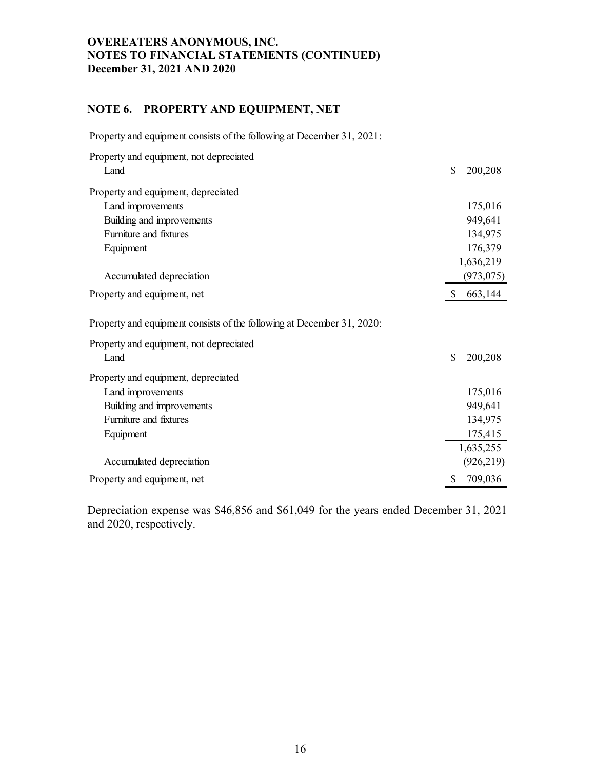**OVEREATERS ANONYMOUS, INC.**
**NOTES TO FINANCIAL STATEMENTS (CONTINUED)**
**December 31, 2021 AND 2020**

## NOTE 6. PROPERTY AND EQUIPMENT, NET

Property and equipment consists of the following at December 31, 2021:

| | |
|---|---|
| Property and equipment, not depreciated | |
| Land | $ 200,208 |
| Property and equipment, depreciated | |
| Land improvements | 175,016 |
| Building and improvements | 949,641 |
| Furniture and fixtures | 134,975 |
| Equipment | 176,379 |
| | 1,636,219 |
| Accumulated depreciation | (973,075) |
| Property and equipment, net | $ 663,144 |

Property and equipment consists of the following at December 31, 2020:

| | |
|---|---|
| Property and equipment, not depreciated | |
| Land | $ 200,208 |
| Property and equipment, depreciated | |
| Land improvements | 175,016 |
| Building and improvements | 949,641 |
| Furniture and fixtures | 134,975 |
| Equipment | 175,415 |
| | 1,635,255 |
| Accumulated depreciation | (926,219) |
| Property and equipment, net | $ 709,036 |

Depreciation expense was $46,856 and $61,049 for the years ended December 31, 2021 and 2020, respectively.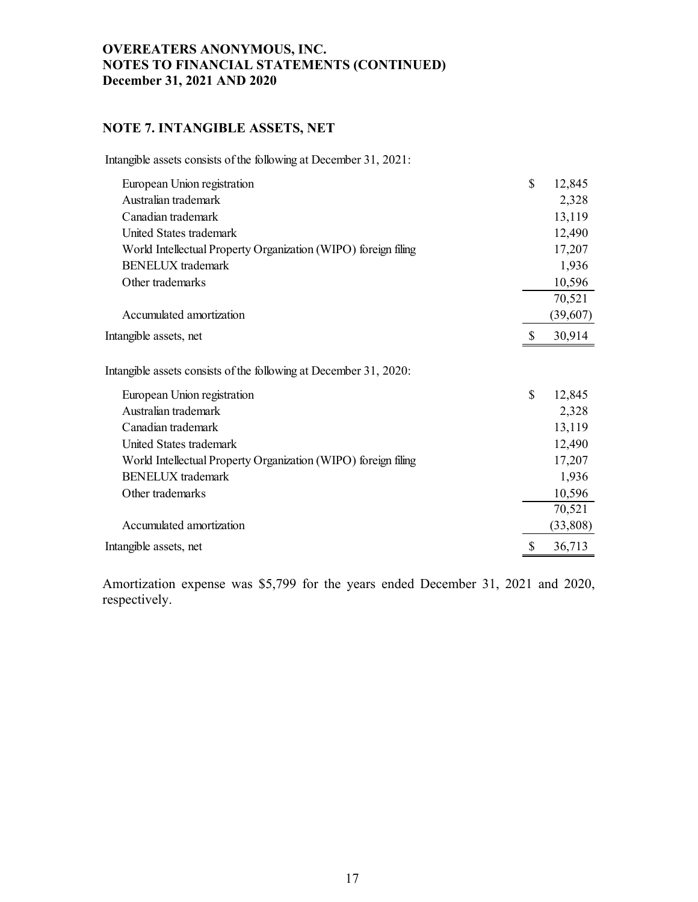**OVEREATERS ANONYMOUS, INC.**
**NOTES TO FINANCIAL STATEMENTS (CONTINUED)**
**December 31, 2021 AND 2020**

## NOTE 7. INTANGIBLE ASSETS, NET

Intangible assets consists of the following at December 31, 2021:

| | |
|---|---|
| European Union registration | $ 12,845 |
| Australian trademark | 2,328 |
| Canadian trademark | 13,119 |
| United States trademark | 12,490 |
| World Intellectual Property Organization (WIPO) foreign filing | 17,207 |
| BENELUX trademark | 1,936 |
| Other trademarks | 10,596 |
| | 70,521 |
| Accumulated amortization | (39,607) |
| Intangible assets, net | $ 30,914 |

Intangible assets consists of the following at December 31, 2020:

| | |
|---|---|
| European Union registration | $ 12,845 |
| Australian trademark | 2,328 |
| Canadian trademark | 13,119 |
| United States trademark | 12,490 |
| World Intellectual Property Organization (WIPO) foreign filing | 17,207 |
| BENELUX trademark | 1,936 |
| Other trademarks | 10,596 |
| | 70,521 |
| Accumulated amortization | (33,808) |
| Intangible assets, net | $ 36,713 |

Amortization expense was $5,799 for the years ended December 31, 2021 and 2020, respectively.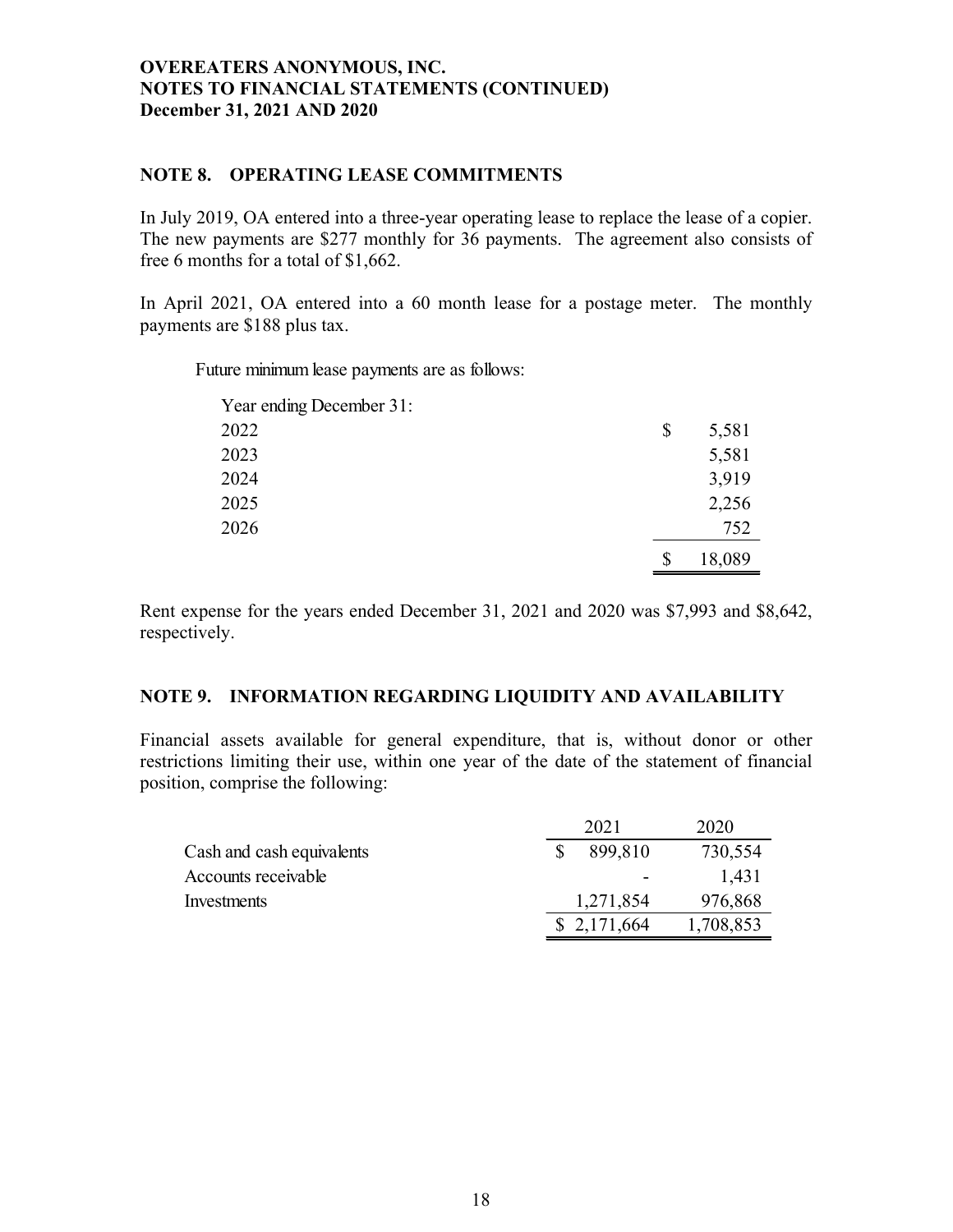**OVEREATERS ANONYMOUS, INC.**
**NOTES TO FINANCIAL STATEMENTS (CONTINUED)**
**December 31, 2021 AND 2020**

## NOTE 8. OPERATING LEASE COMMITMENTS

In July 2019, OA entered into a three-year operating lease to replace the lease of a copier. The new payments are $277 monthly for 36 payments. The agreement also consists of free 6 months for a total of $1,662.

In April 2021, OA entered into a 60 month lease for a postage meter. The monthly payments are $188 plus tax.

Future minimum lease payments are as follows:

| Year ending December 31: | |
|---|---|
| 2022 | $ 5,581 |
| 2023 | 5,581 |
| 2024 | 3,919 |
| 2025 | 2,256 |
| 2026 | 752 |
| | $ 18,089 |

Rent expense for the years ended December 31, 2021 and 2020 was $7,993 and $8,642, respectively.

## NOTE 9. INFORMATION REGARDING LIQUIDITY AND AVAILABILITY

Financial assets available for general expenditure, that is, without donor or other restrictions limiting their use, within one year of the date of the statement of financial position, comprise the following:

| | 2021 | 2020 |
|---|---|---|
| Cash and cash equivalents | $ 899,810 | 730,554 |
| Accounts receivable | - | 1,431 |
| Investments | 1,271,854 | 976,868 |
| | $ 2,171,664 | 1,708,853 |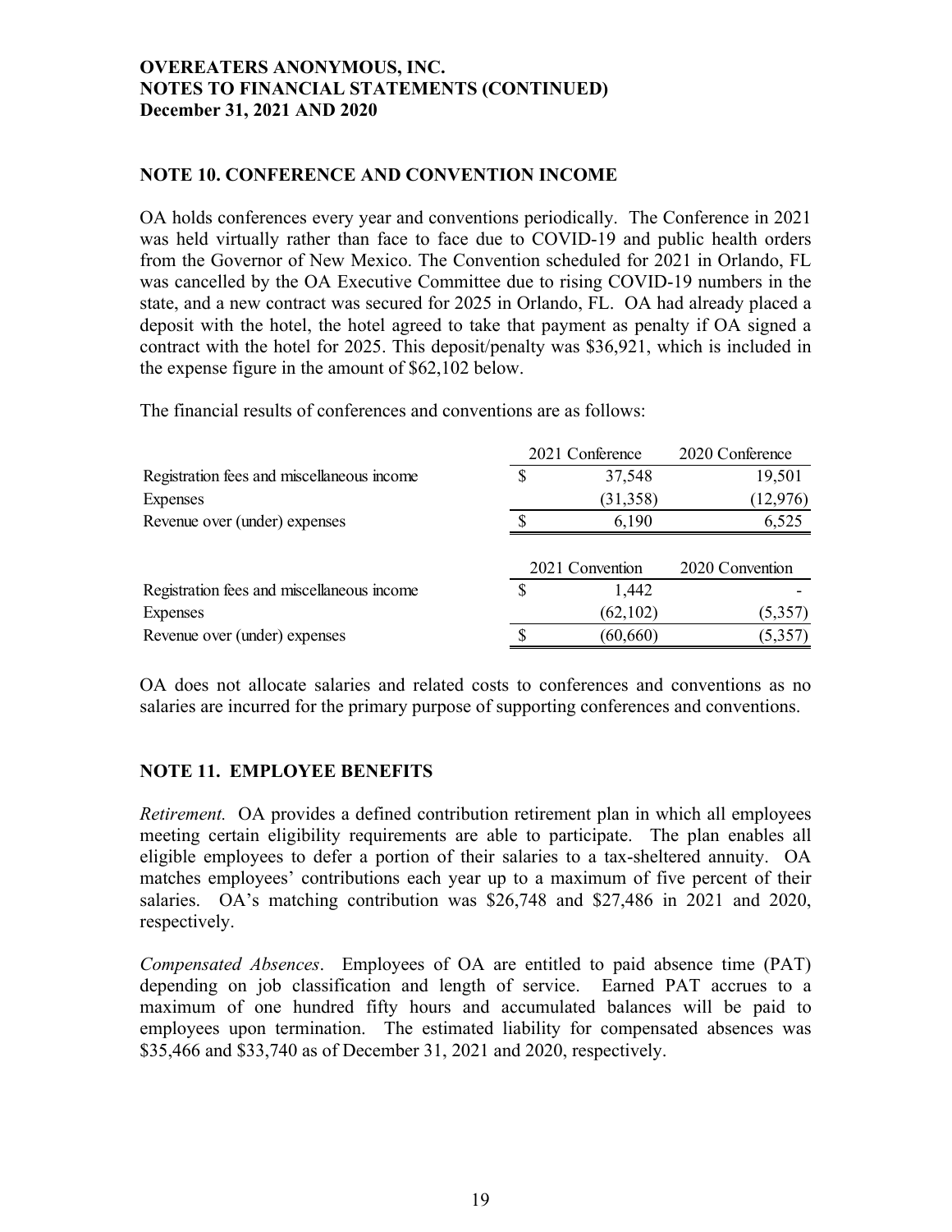**OVEREATERS ANONYMOUS, INC.**
**NOTES TO FINANCIAL STATEMENTS (CONTINUED)**
**December 31, 2021 AND 2020**

## NOTE 10. CONFERENCE AND CONVENTION INCOME

OA holds conferences every year and conventions periodically. The Conference in 2021 was held virtually rather than face to face due to COVID-19 and public health orders from the Governor of New Mexico. The Convention scheduled for 2021 in Orlando, FL was cancelled by the OA Executive Committee due to rising COVID-19 numbers in the state, and a new contract was secured for 2025 in Orlando, FL. OA had already placed a deposit with the hotel, the hotel agreed to take that payment as penalty if OA signed a contract with the hotel for 2025. This deposit/penalty was $36,921, which is included in the expense figure in the amount of $62,102 below.

The financial results of conferences and conventions are as follows:

| | 2021 Conference | 2020 Conference |
|---|---|---|
| Registration fees and miscellaneous income | $ 37,548 | 19,501 |
| Expenses | (31,358) | (12,976) |
| Revenue over (under) expenses | $ 6,190 | 6,525 |

| | 2021 Convention | 2020 Convention |
|---|---|---|
| Registration fees and miscellaneous income | $ 1,442 | - |
| Expenses | (62,102) | (5,357) |
| Revenue over (under) expenses | $ (60,660) | (5,357) |

OA does not allocate salaries and related costs to conferences and conventions as no salaries are incurred for the primary purpose of supporting conferences and conventions.

## NOTE 11. EMPLOYEE BENEFITS

*Retirement.* OA provides a defined contribution retirement plan in which all employees meeting certain eligibility requirements are able to participate. The plan enables all eligible employees to defer a portion of their salaries to a tax-sheltered annuity. OA matches employees' contributions each year up to a maximum of five percent of their salaries. OA's matching contribution was $26,748 and $27,486 in 2021 and 2020, respectively.

*Compensated Absences*. Employees of OA are entitled to paid absence time (PAT) depending on job classification and length of service. Earned PAT accrues to a maximum of one hundred fifty hours and accumulated balances will be paid to employees upon termination. The estimated liability for compensated absences was $35,466 and $33,740 as of December 31, 2021 and 2020, respectively.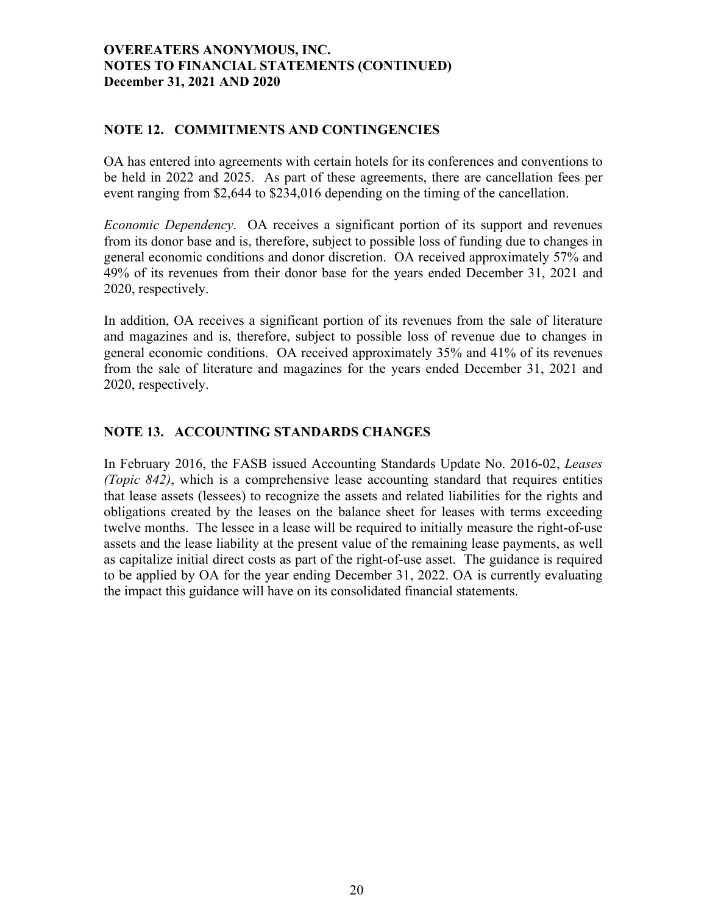## NOTE 12. COMMITMENTS AND CONTINGENCIES

OA has entered into agreements with certain hotels for its conferences and conventions to be held in 2022 and 2025. As part of these agreements, there are cancellation fees per event ranging from $2,644 to $234,016 depending on the timing of the cancellation.

*Economic Dependency*. OA receives a significant portion of its support and revenues from its donor base and is, therefore, subject to possible loss of funding due to changes in general economic conditions and donor discretion. OA received approximately 57% and 49% of its revenues from their donor base for the years ended December 31, 2021 and 2020, respectively.

In addition, OA receives a significant portion of its revenues from the sale of literature and magazines and is, therefore, subject to possible loss of revenue due to changes in general economic conditions. OA received approximately 35% and 41% of its revenues from the sale of literature and magazines for the years ended December 31, 2021 and 2020, respectively.

## NOTE 13. ACCOUNTING STANDARDS CHANGES

In February 2016, the FASB issued Accounting Standards Update No. 2016-02, *Leases (Topic 842)*, which is a comprehensive lease accounting standard that requires entities that lease assets (lessees) to recognize the assets and related liabilities for the rights and obligations created by the leases on the balance sheet for leases with terms exceeding twelve months. The lessee in a lease will be required to initially measure the right-of-use assets and the lease liability at the present value of the remaining lease payments, as well as capitalize initial direct costs as part of the right-of-use asset. The guidance is required to be applied by OA for the year ending December 31, 2022. OA is currently evaluating the impact this guidance will have on its consolidated financial statements.